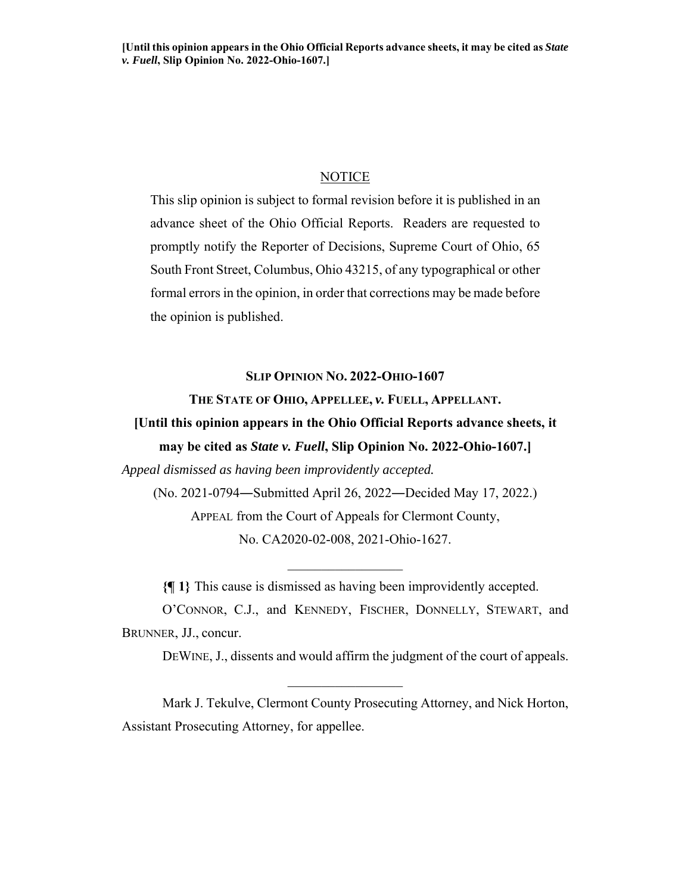[Until this opinion appears in the Ohio Official Reports advance sheets, it may be cited as *State v. Fuell*, Slip Opinion No. 2022-Ohio-1607.]

NOTICE

This slip opinion is subject to formal revision before it is published in an advance sheet of the Ohio Official Reports. Readers are requested to promptly notify the Reporter of Decisions, Supreme Court of Ohio, 65 South Front Street, Columbus, Ohio 43215, of any typographical or other formal errors in the opinion, in order that corrections may be made before the opinion is published.

**SLIP OPINION NO. 2022-OHIO-1607**

**THE STATE OF OHIO, APPELLEE, *v.* FUELL, APPELLANT.**

**[Until this opinion appears in the Ohio Official Reports advance sheets, it may be cited as *State v. Fuell*, Slip Opinion No. 2022-Ohio-1607.]**

*Appeal dismissed as having been improvidently accepted.*

(No. 2021-0794—Submitted April 26, 2022—Decided May 17, 2022.)

APPEAL from the Court of Appeals for Clermont County, No. CA2020-02-008, 2021-Ohio-1627.

---

**{¶ 1}** This cause is dismissed as having been improvidently accepted.

O'CONNOR, C.J., and KENNEDY, FISCHER, DONNELLY, STEWART, and BRUNNER, JJ., concur.

DEWINE, J., dissents and would affirm the judgment of the court of appeals.

---

Mark J. Tekulve, Clermont County Prosecuting Attorney, and Nick Horton, Assistant Prosecuting Attorney, for appellee.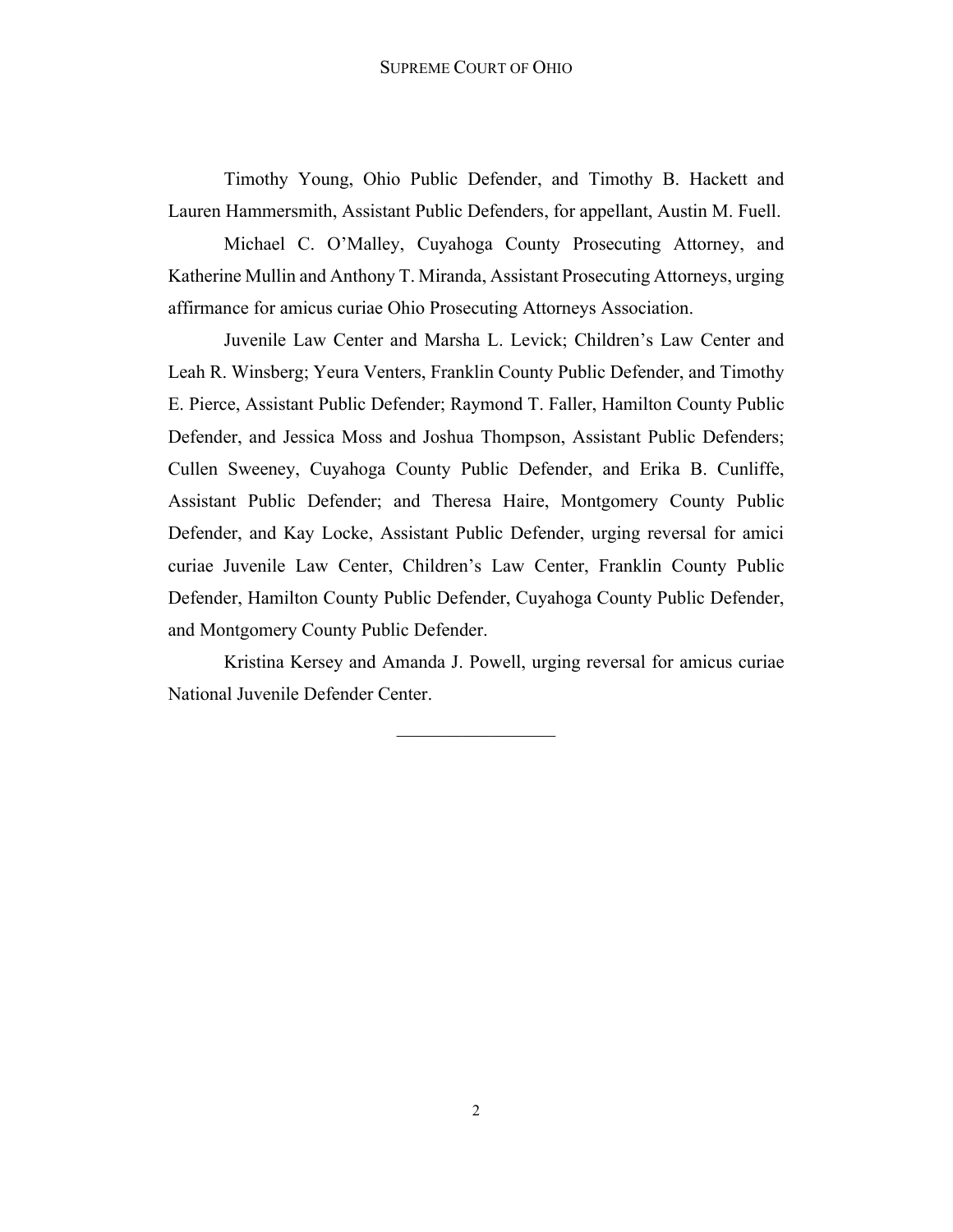Timothy Young, Ohio Public Defender, and Timothy B. Hackett and Lauren Hammersmith, Assistant Public Defenders, for appellant, Austin M. Fuell.

Michael C. O'Malley, Cuyahoga County Prosecuting Attorney, and Katherine Mullin and Anthony T. Miranda, Assistant Prosecuting Attorneys, urging affirmance for amicus curiae Ohio Prosecuting Attorneys Association.

Juvenile Law Center and Marsha L. Levick; Children's Law Center and Leah R. Winsberg; Yeura Venters, Franklin County Public Defender, and Timothy E. Pierce, Assistant Public Defender; Raymond T. Faller, Hamilton County Public Defender, and Jessica Moss and Joshua Thompson, Assistant Public Defenders; Cullen Sweeney, Cuyahoga County Public Defender, and Erika B. Cunliffe, Assistant Public Defender; and Theresa Haire, Montgomery County Public Defender, and Kay Locke, Assistant Public Defender, urging reversal for amici curiae Juvenile Law Center, Children's Law Center, Franklin County Public Defender, Hamilton County Public Defender, Cuyahoga County Public Defender, and Montgomery County Public Defender.

Kristina Kersey and Amanda J. Powell, urging reversal for amicus curiae National Juvenile Defender Center.

_________________